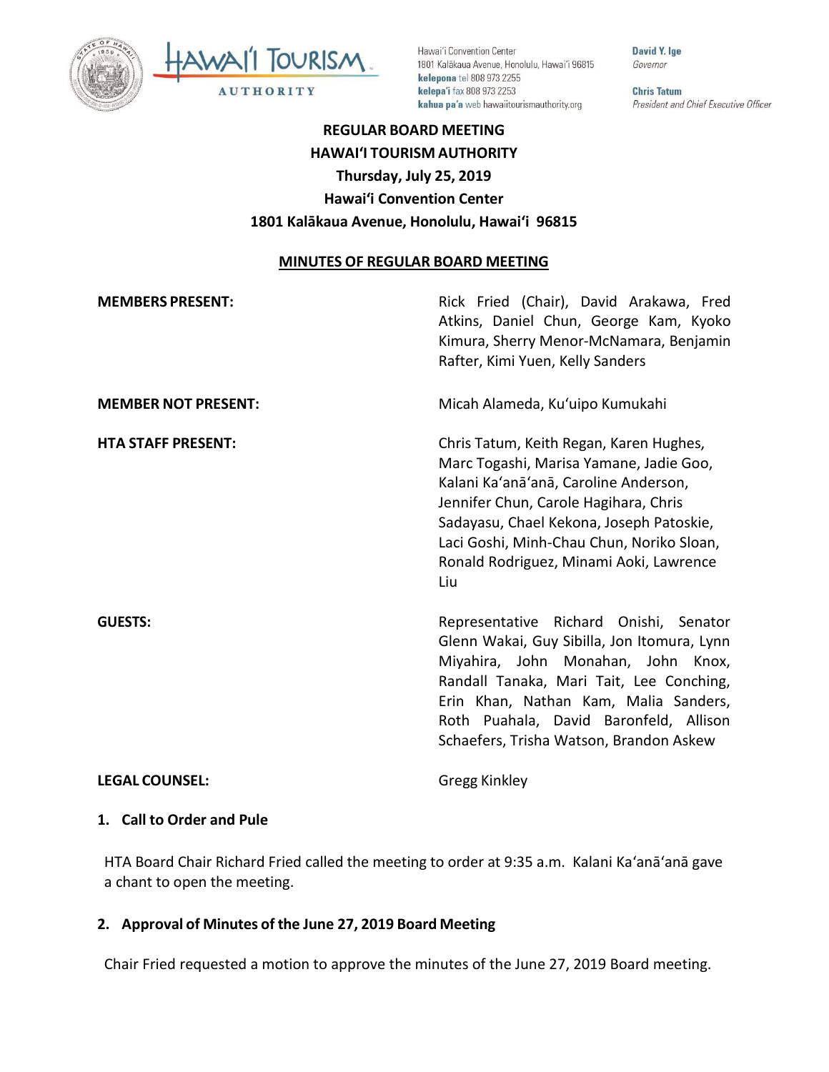Hawaiʻi Convention Center
1801 Kalākaua Avenue, Honolulu, Hawaiʻi 96815
**kelepona** tel 808 973 2255
**kelepaʻi** fax 808 973 2253
**kahua paʻa** web hawaiitourismauthority.org

**David Y. Ige**
*Governor*

**Chris Tatum**
*President and Chief Executive Officer*

# REGULAR BOARD MEETING
# HAWAIʻI TOURISM AUTHORITY
## Thursday, July 25, 2019
## Hawaiʻi Convention Center
## 1801 Kalākaua Avenue, Honolulu, Hawaiʻi 96815

**MINUTES OF REGULAR BOARD MEETING**

**MEMBERS PRESENT:** Rick Fried (Chair), David Arakawa, Fred Atkins, Daniel Chun, George Kam, Kyoko Kimura, Sherry Menor-McNamara, Benjamin Rafter, Kimi Yuen, Kelly Sanders

**MEMBER NOT PRESENT:** Micah Alameda, Kuʻuipo Kumukahi

**HTA STAFF PRESENT:** Chris Tatum, Keith Regan, Karen Hughes, Marc Togashi, Marisa Yamane, Jadie Goo, Kalani Kaʻanāʻanā, Caroline Anderson, Jennifer Chun, Carole Hagihara, Chris Sadayasu, Chael Kekona, Joseph Patoskie, Laci Goshi, Minh-Chau Chun, Noriko Sloan, Ronald Rodriguez, Minami Aoki, Lawrence Liu

**GUESTS:** Representative Richard Onishi, Senator Glenn Wakai, Guy Sibilla, Jon Itomura, Lynn Miyahira, John Monahan, John Knox, Randall Tanaka, Mari Tait, Lee Conching, Erin Khan, Nathan Kam, Malia Sanders, Roth Puahala, David Baronfeld, Allison Schaefers, Trisha Watson, Brandon Askew

**LEGAL COUNSEL:** Gregg Kinkley

### 1. Call to Order and Pule

HTA Board Chair Richard Fried called the meeting to order at 9:35 a.m. Kalani Kaʻanāʻanā gave a chant to open the meeting.

### 2. Approval of Minutes of the June 27, 2019 Board Meeting

Chair Fried requested a motion to approve the minutes of the June 27, 2019 Board meeting.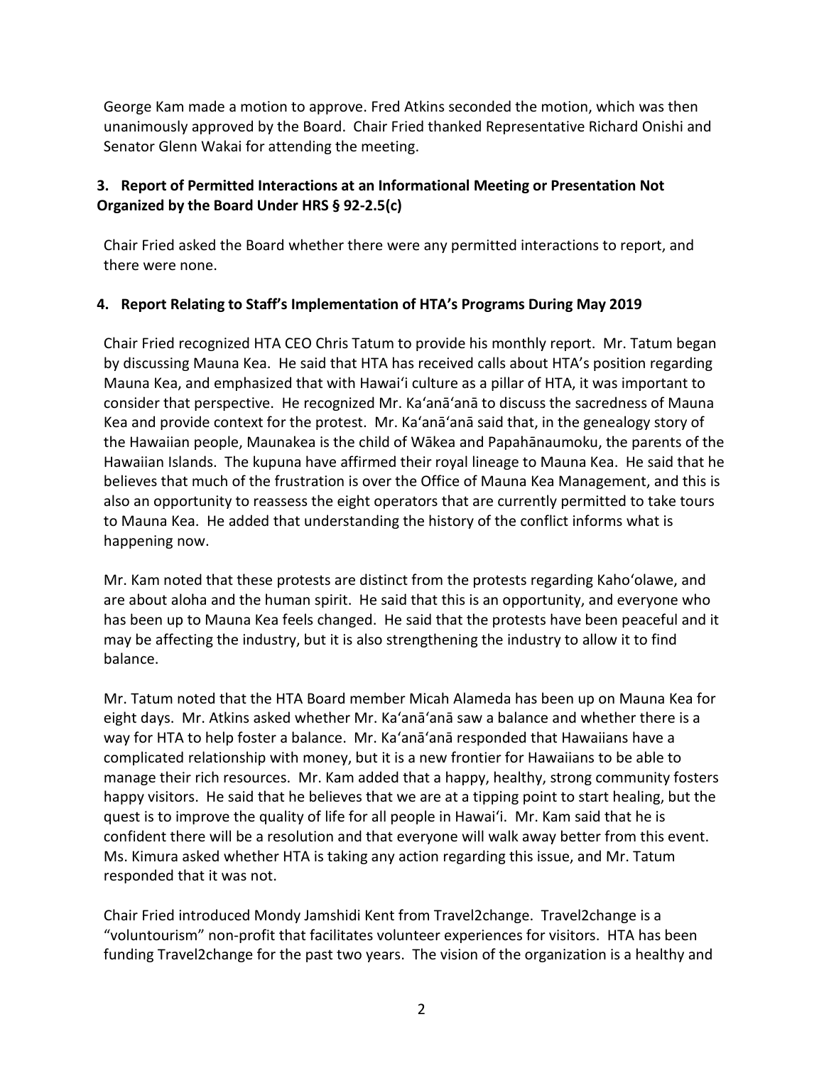George Kam made a motion to approve. Fred Atkins seconded the motion, which was then unanimously approved by the Board. Chair Fried thanked Representative Richard Onishi and Senator Glenn Wakai for attending the meeting.

### 3. Report of Permitted Interactions at an Informational Meeting or Presentation Not Organized by the Board Under HRS § 92-2.5(c)

Chair Fried asked the Board whether there were any permitted interactions to report, and there were none.

### 4. Report Relating to Staff's Implementation of HTA's Programs During May 2019

Chair Fried recognized HTA CEO Chris Tatum to provide his monthly report. Mr. Tatum began by discussing Mauna Kea. He said that HTA has received calls about HTA's position regarding Mauna Kea, and emphasized that with Hawaiʻi culture as a pillar of HTA, it was important to consider that perspective. He recognized Mr. Kaʻanāʻanā to discuss the sacredness of Mauna Kea and provide context for the protest. Mr. Kaʻanāʻanā said that, in the genealogy story of the Hawaiian people, Maunakea is the child of Wākea and Papahānaumoku, the parents of the Hawaiian Islands. The kupuna have affirmed their royal lineage to Mauna Kea. He said that he believes that much of the frustration is over the Office of Mauna Kea Management, and this is also an opportunity to reassess the eight operators that are currently permitted to take tours to Mauna Kea. He added that understanding the history of the conflict informs what is happening now.

Mr. Kam noted that these protests are distinct from the protests regarding Kahoʻolawe, and are about aloha and the human spirit. He said that this is an opportunity, and everyone who has been up to Mauna Kea feels changed. He said that the protests have been peaceful and it may be affecting the industry, but it is also strengthening the industry to allow it to find balance.

Mr. Tatum noted that the HTA Board member Micah Alameda has been up on Mauna Kea for eight days. Mr. Atkins asked whether Mr. Kaʻanāʻanā saw a balance and whether there is a way for HTA to help foster a balance. Mr. Kaʻanāʻanā responded that Hawaiians have a complicated relationship with money, but it is a new frontier for Hawaiians to be able to manage their rich resources. Mr. Kam added that a happy, healthy, strong community fosters happy visitors. He said that he believes that we are at a tipping point to start healing, but the quest is to improve the quality of life for all people in Hawaiʻi. Mr. Kam said that he is confident there will be a resolution and that everyone will walk away better from this event. Ms. Kimura asked whether HTA is taking any action regarding this issue, and Mr. Tatum responded that it was not.

Chair Fried introduced Mondy Jamshidi Kent from Travel2change. Travel2change is a "voluntourism" non-profit that facilitates volunteer experiences for visitors. HTA has been funding Travel2change for the past two years. The vision of the organization is a healthy and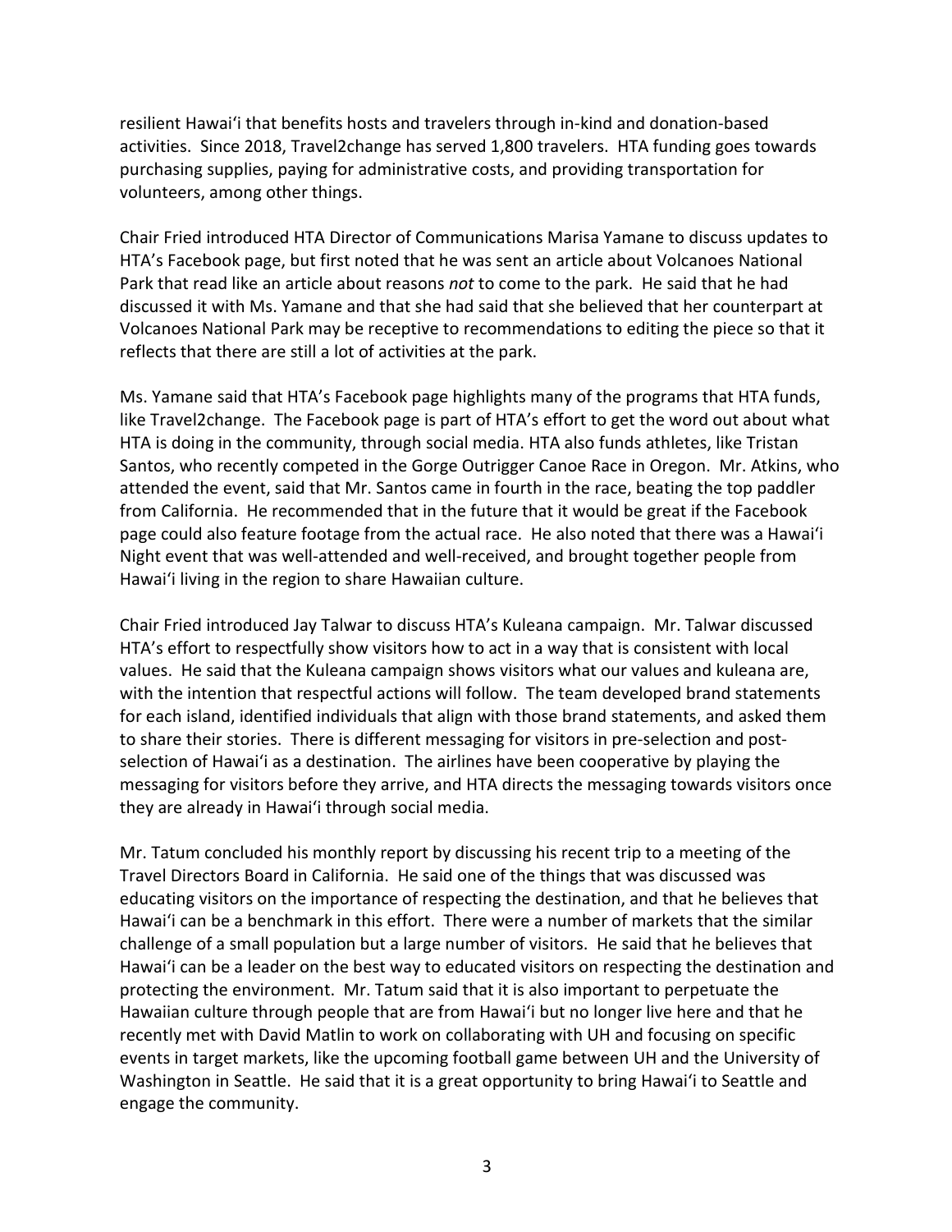resilient Hawaiʻi that benefits hosts and travelers through in-kind and donation-based activities. Since 2018, Travel2change has served 1,800 travelers. HTA funding goes towards purchasing supplies, paying for administrative costs, and providing transportation for volunteers, among other things.

Chair Fried introduced HTA Director of Communications Marisa Yamane to discuss updates to HTA's Facebook page, but first noted that he was sent an article about Volcanoes National Park that read like an article about reasons *not* to come to the park. He said that he had discussed it with Ms. Yamane and that she had said that she believed that her counterpart at Volcanoes National Park may be receptive to recommendations to editing the piece so that it reflects that there are still a lot of activities at the park.

Ms. Yamane said that HTA's Facebook page highlights many of the programs that HTA funds, like Travel2change. The Facebook page is part of HTA's effort to get the word out about what HTA is doing in the community, through social media. HTA also funds athletes, like Tristan Santos, who recently competed in the Gorge Outrigger Canoe Race in Oregon. Mr. Atkins, who attended the event, said that Mr. Santos came in fourth in the race, beating the top paddler from California. He recommended that in the future that it would be great if the Facebook page could also feature footage from the actual race. He also noted that there was a Hawaiʻi Night event that was well-attended and well-received, and brought together people from Hawaiʻi living in the region to share Hawaiian culture.

Chair Fried introduced Jay Talwar to discuss HTA's Kuleana campaign. Mr. Talwar discussed HTA's effort to respectfully show visitors how to act in a way that is consistent with local values. He said that the Kuleana campaign shows visitors what our values and kuleana are, with the intention that respectful actions will follow. The team developed brand statements for each island, identified individuals that align with those brand statements, and asked them to share their stories. There is different messaging for visitors in pre-selection and post-selection of Hawaiʻi as a destination. The airlines have been cooperative by playing the messaging for visitors before they arrive, and HTA directs the messaging towards visitors once they are already in Hawaiʻi through social media.

Mr. Tatum concluded his monthly report by discussing his recent trip to a meeting of the Travel Directors Board in California. He said one of the things that was discussed was educating visitors on the importance of respecting the destination, and that he believes that Hawaiʻi can be a benchmark in this effort. There were a number of markets that the similar challenge of a small population but a large number of visitors. He said that he believes that Hawaiʻi can be a leader on the best way to educated visitors on respecting the destination and protecting the environment. Mr. Tatum said that it is also important to perpetuate the Hawaiian culture through people that are from Hawaiʻi but no longer live here and that he recently met with David Matlin to work on collaborating with UH and focusing on specific events in target markets, like the upcoming football game between UH and the University of Washington in Seattle. He said that it is a great opportunity to bring Hawaiʻi to Seattle and engage the community.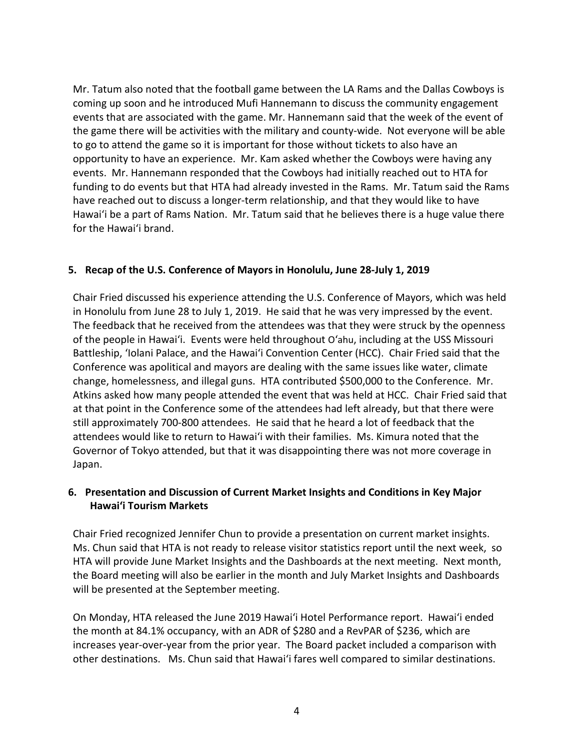Mr. Tatum also noted that the football game between the LA Rams and the Dallas Cowboys is coming up soon and he introduced Mufi Hannemann to discuss the community engagement events that are associated with the game. Mr. Hannemann said that the week of the event of the game there will be activities with the military and county-wide. Not everyone will be able to go to attend the game so it is important for those without tickets to also have an opportunity to have an experience. Mr. Kam asked whether the Cowboys were having any events. Mr. Hannemann responded that the Cowboys had initially reached out to HTA for funding to do events but that HTA had already invested in the Rams. Mr. Tatum said the Rams have reached out to discuss a longer-term relationship, and that they would like to have Hawaiʻi be a part of Rams Nation. Mr. Tatum said that he believes there is a huge value there for the Hawaiʻi brand.

**5. Recap of the U.S. Conference of Mayors in Honolulu, June 28-July 1, 2019**

Chair Fried discussed his experience attending the U.S. Conference of Mayors, which was held in Honolulu from June 28 to July 1, 2019. He said that he was very impressed by the event. The feedback that he received from the attendees was that they were struck by the openness of the people in Hawaiʻi. Events were held throughout Oʻahu, including at the USS Missouri Battleship, ʻIolani Palace, and the Hawaiʻi Convention Center (HCC). Chair Fried said that the Conference was apolitical and mayors are dealing with the same issues like water, climate change, homelessness, and illegal guns. HTA contributed $500,000 to the Conference. Mr. Atkins asked how many people attended the event that was held at HCC. Chair Fried said that at that point in the Conference some of the attendees had left already, but that there were still approximately 700-800 attendees. He said that he heard a lot of feedback that the attendees would like to return to Hawaiʻi with their families. Ms. Kimura noted that the Governor of Tokyo attended, but that it was disappointing there was not more coverage in Japan.

**6. Presentation and Discussion of Current Market Insights and Conditions in Key Major Hawaiʻi Tourism Markets**

Chair Fried recognized Jennifer Chun to provide a presentation on current market insights. Ms. Chun said that HTA is not ready to release visitor statistics report until the next week, so HTA will provide June Market Insights and the Dashboards at the next meeting. Next month, the Board meeting will also be earlier in the month and July Market Insights and Dashboards will be presented at the September meeting.

On Monday, HTA released the June 2019 Hawaiʻi Hotel Performance report. Hawaiʻi ended the month at 84.1% occupancy, with an ADR of $280 and a RevPAR of $236, which are increases year-over-year from the prior year. The Board packet included a comparison with other destinations. Ms. Chun said that Hawaiʻi fares well compared to similar destinations.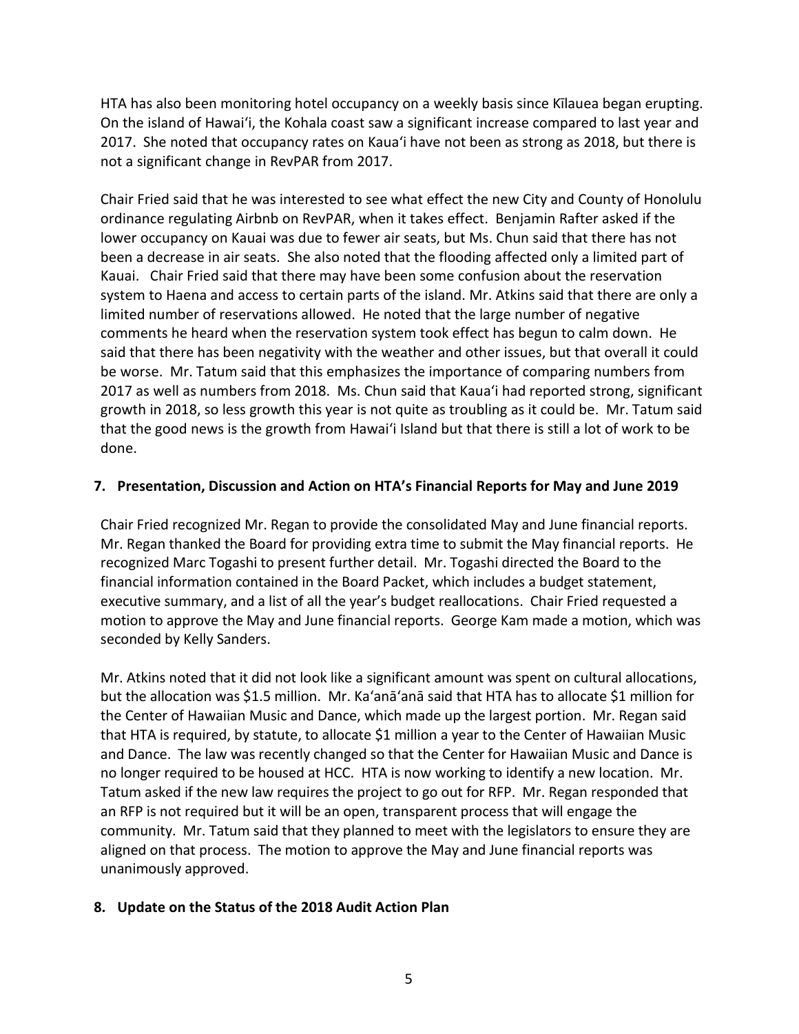HTA has also been monitoring hotel occupancy on a weekly basis since Kīlauea began erupting. On the island of Hawaiʻi, the Kohala coast saw a significant increase compared to last year and 2017. She noted that occupancy rates on Kauaʻi have not been as strong as 2018, but there is not a significant change in RevPAR from 2017.

Chair Fried said that he was interested to see what effect the new City and County of Honolulu ordinance regulating Airbnb on RevPAR, when it takes effect. Benjamin Rafter asked if the lower occupancy on Kauai was due to fewer air seats, but Ms. Chun said that there has not been a decrease in air seats. She also noted that the flooding affected only a limited part of Kauai. Chair Fried said that there may have been some confusion about the reservation system to Haena and access to certain parts of the island. Mr. Atkins said that there are only a limited number of reservations allowed. He noted that the large number of negative comments he heard when the reservation system took effect has begun to calm down. He said that there has been negativity with the weather and other issues, but that overall it could be worse. Mr. Tatum said that this emphasizes the importance of comparing numbers from 2017 as well as numbers from 2018. Ms. Chun said that Kauaʻi had reported strong, significant growth in 2018, so less growth this year is not quite as troubling as it could be. Mr. Tatum said that the good news is the growth from Hawaiʻi Island but that there is still a lot of work to be done.

**7. Presentation, Discussion and Action on HTA's Financial Reports for May and June 2019**

Chair Fried recognized Mr. Regan to provide the consolidated May and June financial reports. Mr. Regan thanked the Board for providing extra time to submit the May financial reports. He recognized Marc Togashi to present further detail. Mr. Togashi directed the Board to the financial information contained in the Board Packet, which includes a budget statement, executive summary, and a list of all the year's budget reallocations. Chair Fried requested a motion to approve the May and June financial reports. George Kam made a motion, which was seconded by Kelly Sanders.

Mr. Atkins noted that it did not look like a significant amount was spent on cultural allocations, but the allocation was $1.5 million. Mr. Kaʻanāʻanā said that HTA has to allocate $1 million for the Center of Hawaiian Music and Dance, which made up the largest portion. Mr. Regan said that HTA is required, by statute, to allocate $1 million a year to the Center of Hawaiian Music and Dance. The law was recently changed so that the Center for Hawaiian Music and Dance is no longer required to be housed at HCC. HTA is now working to identify a new location. Mr. Tatum asked if the new law requires the project to go out for RFP. Mr. Regan responded that an RFP is not required but it will be an open, transparent process that will engage the community. Mr. Tatum said that they planned to meet with the legislators to ensure they are aligned on that process. The motion to approve the May and June financial reports was unanimously approved.

**8. Update on the Status of the 2018 Audit Action Plan**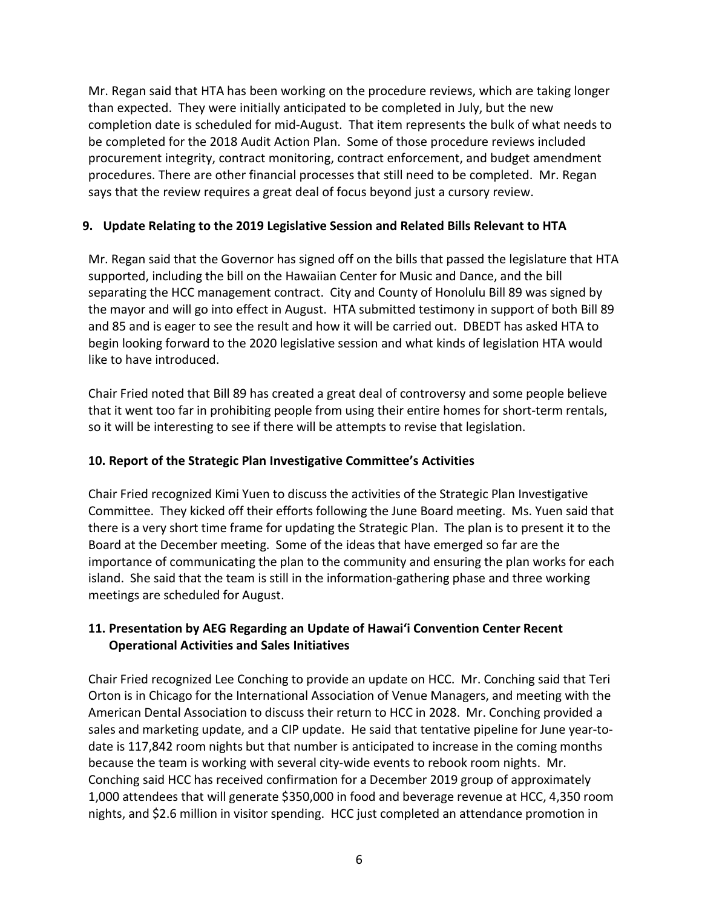Mr. Regan said that HTA has been working on the procedure reviews, which are taking longer than expected. They were initially anticipated to be completed in July, but the new completion date is scheduled for mid-August. That item represents the bulk of what needs to be completed for the 2018 Audit Action Plan. Some of those procedure reviews included procurement integrity, contract monitoring, contract enforcement, and budget amendment procedures. There are other financial processes that still need to be completed. Mr. Regan says that the review requires a great deal of focus beyond just a cursory review.

## 9. Update Relating to the 2019 Legislative Session and Related Bills Relevant to HTA

Mr. Regan said that the Governor has signed off on the bills that passed the legislature that HTA supported, including the bill on the Hawaiian Center for Music and Dance, and the bill separating the HCC management contract. City and County of Honolulu Bill 89 was signed by the mayor and will go into effect in August. HTA submitted testimony in support of both Bill 89 and 85 and is eager to see the result and how it will be carried out. DBEDT has asked HTA to begin looking forward to the 2020 legislative session and what kinds of legislation HTA would like to have introduced.

Chair Fried noted that Bill 89 has created a great deal of controversy and some people believe that it went too far in prohibiting people from using their entire homes for short-term rentals, so it will be interesting to see if there will be attempts to revise that legislation.

## 10. Report of the Strategic Plan Investigative Committee's Activities

Chair Fried recognized Kimi Yuen to discuss the activities of the Strategic Plan Investigative Committee. They kicked off their efforts following the June Board meeting. Ms. Yuen said that there is a very short time frame for updating the Strategic Plan. The plan is to present it to the Board at the December meeting. Some of the ideas that have emerged so far are the importance of communicating the plan to the community and ensuring the plan works for each island. She said that the team is still in the information-gathering phase and three working meetings are scheduled for August.

## 11. Presentation by AEG Regarding an Update of Hawaiʻi Convention Center Recent Operational Activities and Sales Initiatives

Chair Fried recognized Lee Conching to provide an update on HCC. Mr. Conching said that Teri Orton is in Chicago for the International Association of Venue Managers, and meeting with the American Dental Association to discuss their return to HCC in 2028. Mr. Conching provided a sales and marketing update, and a CIP update. He said that tentative pipeline for June year-to-date is 117,842 room nights but that number is anticipated to increase in the coming months because the team is working with several city-wide events to rebook room nights. Mr. Conching said HCC has received confirmation for a December 2019 group of approximately 1,000 attendees that will generate $350,000 in food and beverage revenue at HCC, 4,350 room nights, and $2.6 million in visitor spending. HCC just completed an attendance promotion in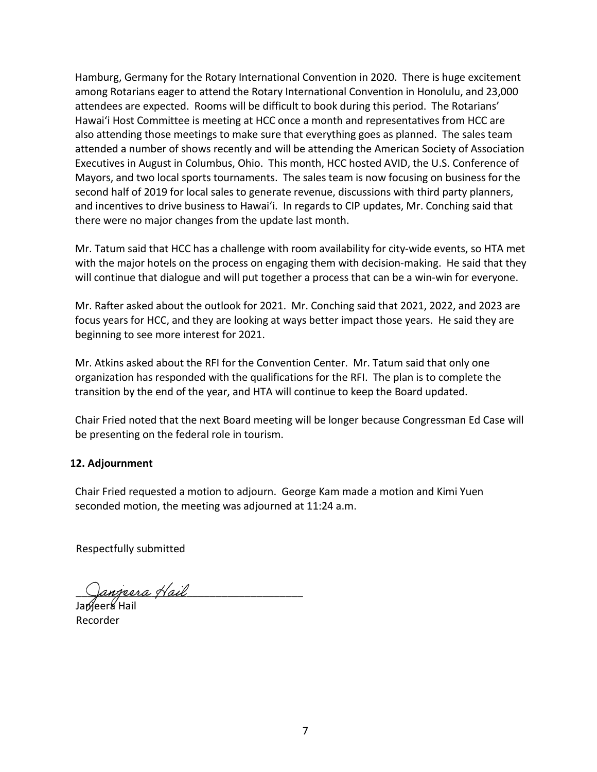Hamburg, Germany for the Rotary International Convention in 2020. There is huge excitement among Rotarians eager to attend the Rotary International Convention in Honolulu, and 23,000 attendees are expected. Rooms will be difficult to book during this period. The Rotarians' Hawai'i Host Committee is meeting at HCC once a month and representatives from HCC are also attending those meetings to make sure that everything goes as planned. The sales team attended a number of shows recently and will be attending the American Society of Association Executives in August in Columbus, Ohio. This month, HCC hosted AVID, the U.S. Conference of Mayors, and two local sports tournaments. The sales team is now focusing on business for the second half of 2019 for local sales to generate revenue, discussions with third party planners, and incentives to drive business to Hawai'i. In regards to CIP updates, Mr. Conching said that there were no major changes from the update last month.

Mr. Tatum said that HCC has a challenge with room availability for city-wide events, so HTA met with the major hotels on the process on engaging them with decision-making. He said that they will continue that dialogue and will put together a process that can be a win-win for everyone.

Mr. Rafter asked about the outlook for 2021. Mr. Conching said that 2021, 2022, and 2023 are focus years for HCC, and they are looking at ways better impact those years. He said they are beginning to see more interest for 2021.

Mr. Atkins asked about the RFI for the Convention Center. Mr. Tatum said that only one organization has responded with the qualifications for the RFI. The plan is to complete the transition by the end of the year, and HTA will continue to keep the Board updated.

Chair Fried noted that the next Board meeting will be longer because Congressman Ed Case will be presenting on the federal role in tourism.

**12. Adjournment**

Chair Fried requested a motion to adjourn. George Kam made a motion and Kimi Yuen seconded motion, the meeting was adjourned at 11:24 a.m.

Respectfully submitted

Janjeera Hail

Janjeera Hail
Recorder